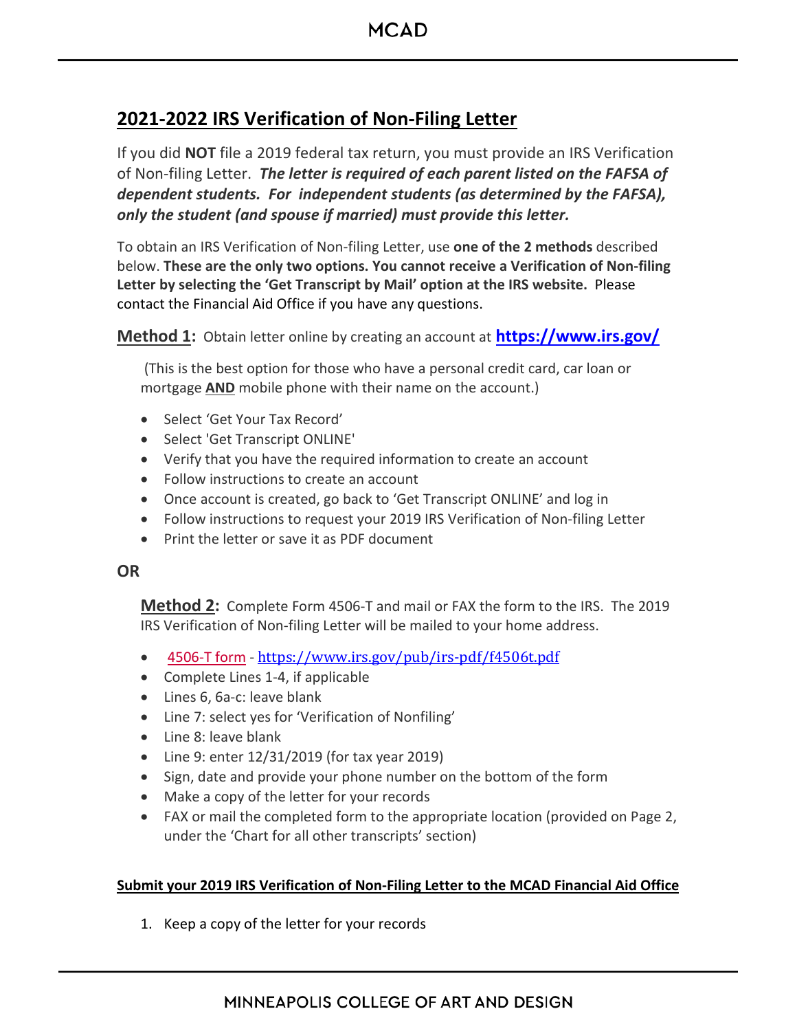## 2021-2022 IRS Verification of Non-Filing Letter

If you did **NOT** file a 2019 federal tax return, you must provide an IRS Verification of Non-filing Letter. ***The letter is required of each parent listed on the FAFSA of dependent students. For independent students (as determined by the FAFSA), only the student (and spouse if married) must provide this letter.***

To obtain an IRS Verification of Non-filing Letter, use **one of the 2 methods** described below. **These are the only two options. You cannot receive a Verification of Non-filing Letter by selecting the 'Get Transcript by Mail' option at the IRS website.** Please contact the Financial Aid Office if you have any questions.

**Method 1:** Obtain letter online by creating an account at **https://www.irs.gov/**

(This is the best option for those who have a personal credit card, car loan or mortgage **AND** mobile phone with their name on the account.)

- Select 'Get Your Tax Record'
- Select 'Get Transcript ONLINE'
- Verify that you have the required information to create an account
- Follow instructions to create an account
- Once account is created, go back to 'Get Transcript ONLINE' and log in
- Follow instructions to request your 2019 IRS Verification of Non-filing Letter
- Print the letter or save it as PDF document

**OR**

**Method 2:** Complete Form 4506-T and mail or FAX the form to the IRS. The 2019 IRS Verification of Non-filing Letter will be mailed to your home address.

- 4506-T form - https://www.irs.gov/pub/irs-pdf/f4506t.pdf
- Complete Lines 1-4, if applicable
- Lines 6, 6a-c: leave blank
- Line 7: select yes for 'Verification of Nonfiling'
- Line 8: leave blank
- Line 9: enter 12/31/2019 (for tax year 2019)
- Sign, date and provide your phone number on the bottom of the form
- Make a copy of the letter for your records
- FAX or mail the completed form to the appropriate location (provided on Page 2, under the 'Chart for all other transcripts' section)

**Submit your 2019 IRS Verification of Non-Filing Letter to the MCAD Financial Aid Office**

1. Keep a copy of the letter for your records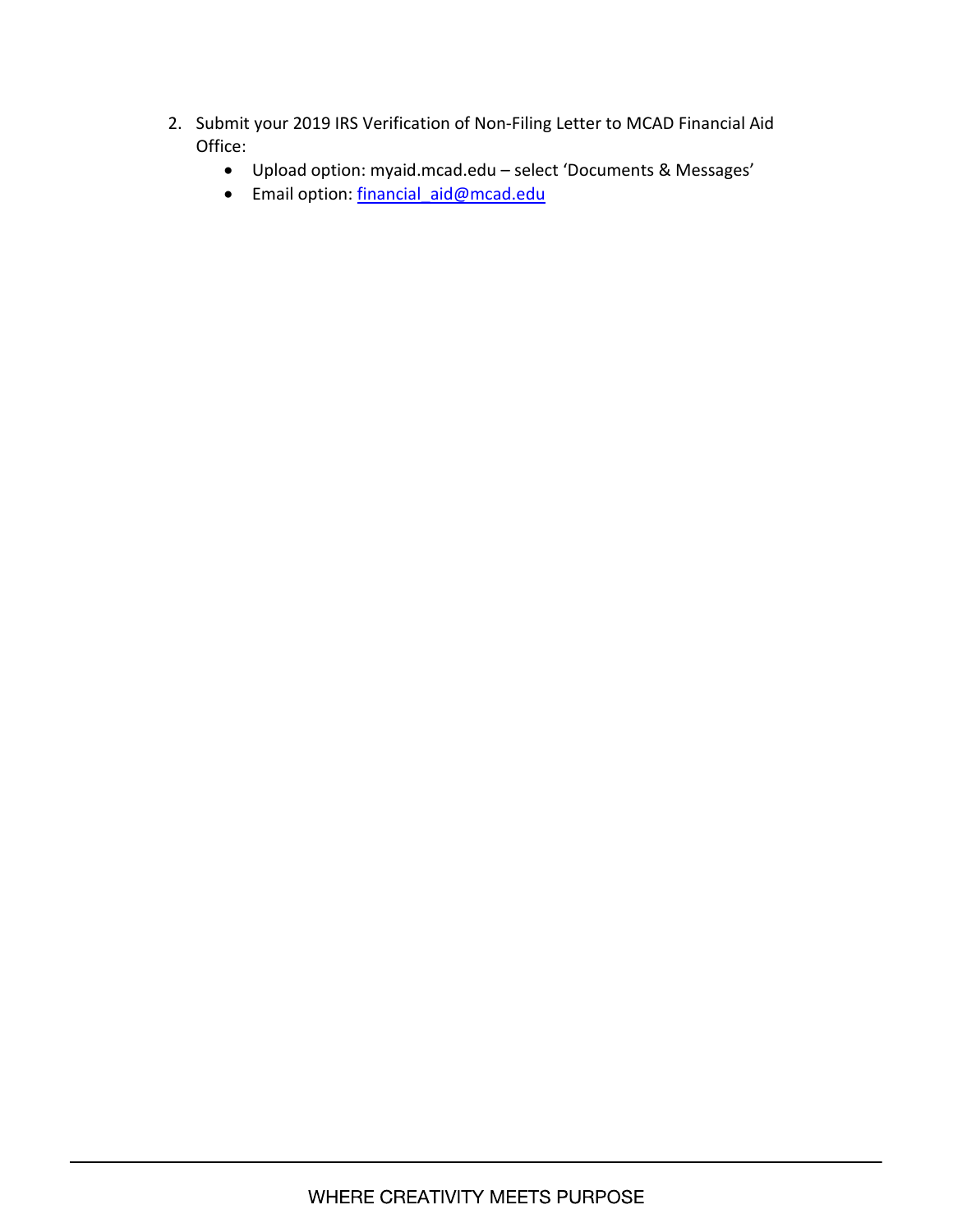2. Submit your 2019 IRS Verification of Non-Filing Letter to MCAD Financial Aid Office:
    - Upload option: myaid.mcad.edu – select ‘Documents & Messages’
    - Email option: [financial_aid@mcad.edu](mailto:financial_aid@mcad.edu)